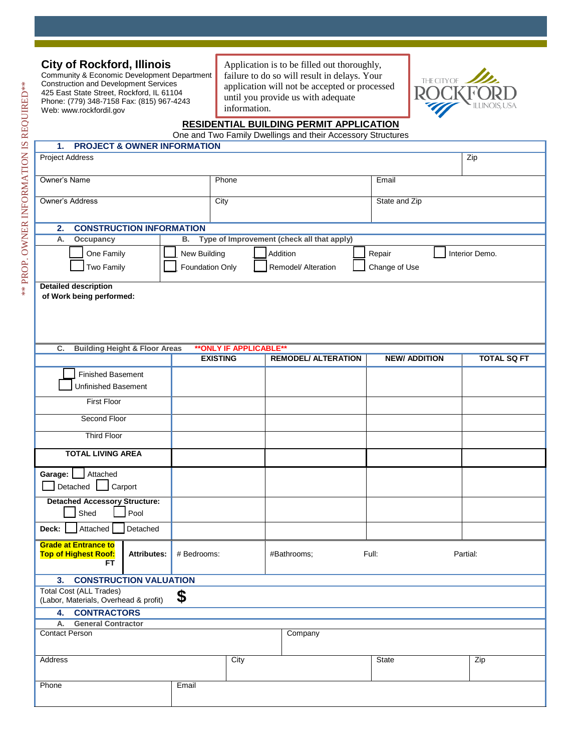** PROP. OWNER INFORMATION IS REQUIRED**

## City of Rockford, Illinois

Community & Economic Development Department
Construction and Development Services
425 East State Street, Rockford, IL 61104
Phone: (779) 348-7158 Fax: (815) 967-4243
Web: www.rockfordil.gov

Application is to be filled out thoroughly, failure to do so will result in delays. Your application will not be accepted or processed until you provide us with adequate information.

THE CITY OF ROCKFORD ILLINOIS, USA

# RESIDENTIAL BUILDING PERMIT APPLICATION

One and Two Family Dwellings and their Accessory Structures

## 1. PROJECT & OWNER INFORMATION

| Project Address | | Zip |
|---|---|---|
| Owner's Name | Phone | Email |
| Owner's Address | City | State and Zip |

## 2. CONSTRUCTION INFORMATION

**A. Occupancy**

- ☐ One Family
- ☐ Two Family

**B. Type of Improvement (check all that apply)**

- ☐ New Building
- ☐ Foundation Only
- ☐ Addition
- ☐ Remodel/ Alteration
- ☐ Repair
- ☐ Change of Use
- ☐ Interior Demo.

**Detailed description of Work being performed:**

**C. Building Height & Floor Areas** **\*\*ONLY IF APPLICABLE\*\***

| | EXISTING | REMODEL/ ALTERATION | NEW/ ADDITION | TOTAL SQ FT |
|---|---|---|---|---|
| ☐ Finished Basement ☐ Unfinished Basement | | | | |
| First Floor | | | | |
| Second Floor | | | | |
| Third Floor | | | | |
| **TOTAL LIVING AREA** | | | | |
| **Garage:** ☐ Attached ☐ Detached ☐ Carport | | | | |
| **Detached Accessory Structure:** ☐ Shed ☐ Pool | | | | |
| **Deck:** ☐ Attached ☐ Detached | | | | |

| **Grade at Entrance to Top of Highest Roof:** FT | **Attributes:** | # Bedrooms: | #Bathrooms; Full: | Partial: |
|---|---|---|---|---|

## 3. CONSTRUCTION VALUATION

| Total Cost (ALL Trades) (Labor, Materials, Overhead & profit) | $ |
|---|---|

## 4. CONTRACTORS

**A. General Contractor**

| Contact Person | | Company | |
|---|---|---|---|
| Address | City | State | Zip |
| Phone | Email | | |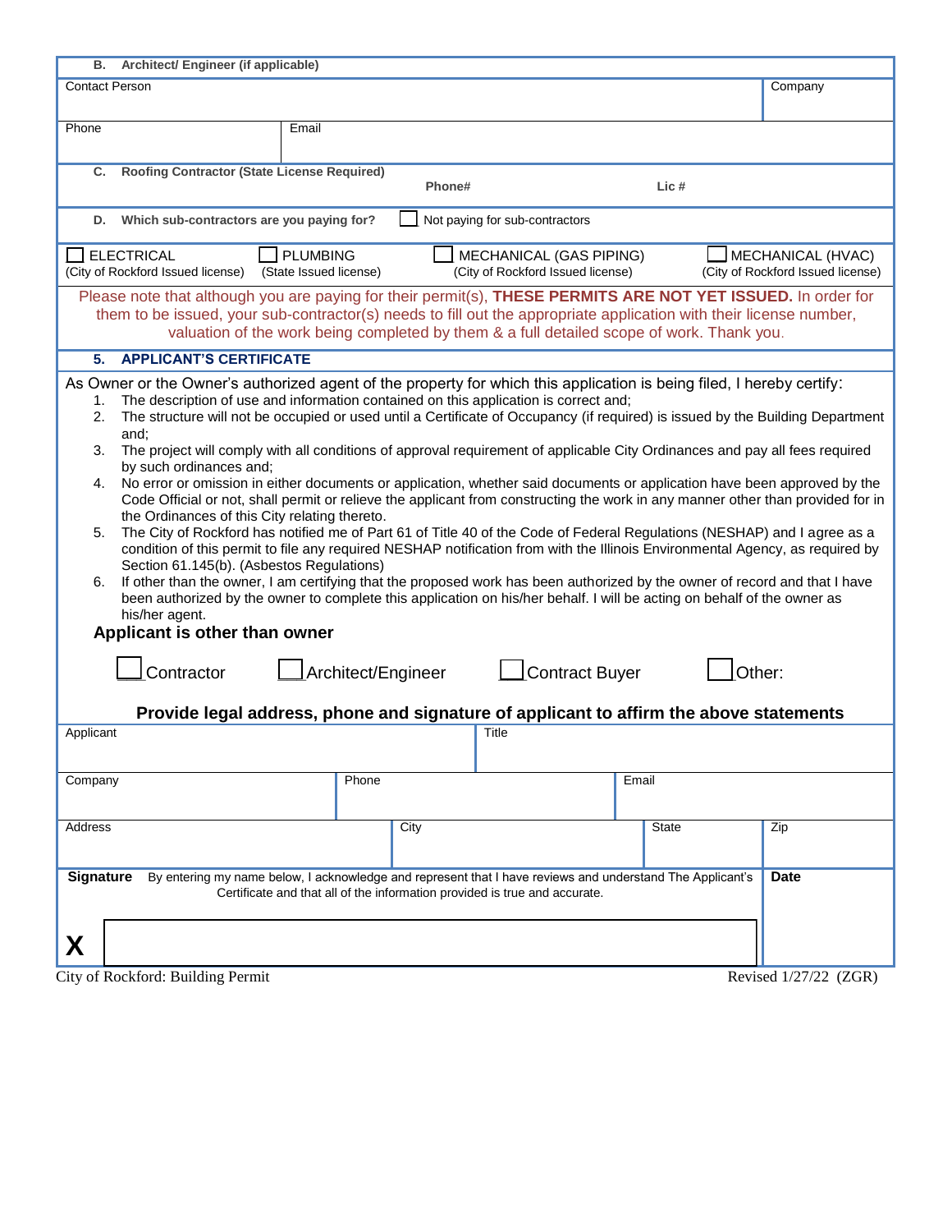**B. Architect/ Engineer (if applicable)**

| Contact Person | | Company |
| --- | --- | --- |
| Phone | Email | |

**C. Roofing Contractor (State License Required)** **Phone#** **Lic #**

**D. Which sub-contractors are you paying for?** ☐ Not paying for sub-contractors

☐ ELECTRICAL (City of Rockford Issued license) ☐ PLUMBING (State Issued license) ☐ MECHANICAL (GAS PIPING) (City of Rockford Issued license) ☐ MECHANICAL (HVAC) (City of Rockford Issued license)

Please note that although you are paying for their permit(s), **THESE PERMITS ARE NOT YET ISSUED.** In order for them to be issued, your sub-contractor(s) needs to fill out the appropriate application with their license number, valuation of the work being completed by them & a full detailed scope of work. Thank you.

## 5. APPLICANT'S CERTIFICATE

As Owner or the Owner's authorized agent of the property for which this application is being filed, I hereby certify:

1. The description of use and information contained on this application is correct and;
2. The structure will not be occupied or used until a Certificate of Occupancy (if required) is issued by the Building Department and;
3. The project will comply with all conditions of approval requirement of applicable City Ordinances and pay all fees required by such ordinances and;
4. No error or omission in either documents or application, whether said documents or application have been approved by the Code Official or not, shall permit or relieve the applicant from constructing the work in any manner other than provided for in the Ordinances of this City relating thereto.
5. The City of Rockford has notified me of Part 61 of Title 40 of the Code of Federal Regulations (NESHAP) and I agree as a condition of this permit to file any required NESHAP notification from with the Illinois Environmental Agency, as required by Section 61.145(b). (Asbestos Regulations)
6. If other than the owner, I am certifying that the proposed work has been authorized by the owner of record and that I have been authorized by the owner to complete this application on his/her behalf. I will be acting on behalf of the owner as his/her agent.

**Applicant is other than owner**

☐ Contractor ☐ Architect/Engineer ☐ Contract Buyer ☐ Other:

**Provide legal address, phone and signature of applicant to affirm the above statements**

| Applicant | | Title | |
| --- | --- | --- | --- |
| Company | Phone | Email | |
| Address | City | State | Zip |

**Signature** By entering my name below, I acknowledge and represent that I have reviews and understand The Applicant's Certificate and that all of the information provided is true and accurate. **Date**

**X**

City of Rockford: Building Permit Revised 1/27/22 (ZGR)